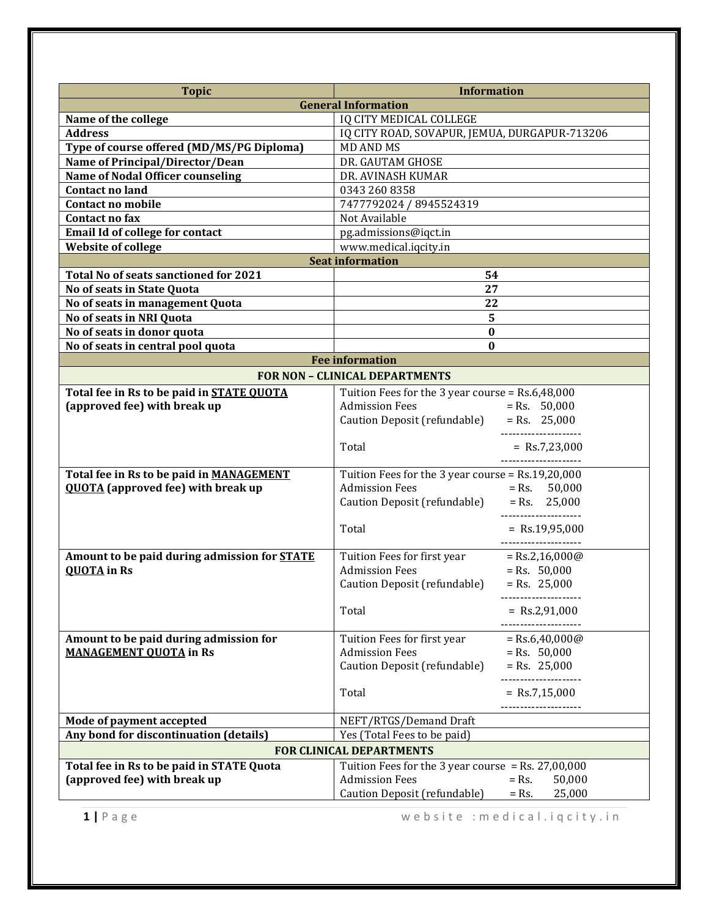| Topic | Information |
|---|---|
| **General Information** | |
| **Name of the college** | IQ CITY MEDICAL COLLEGE |
| **Address** | IQ CITY ROAD, SOVAPUR, JEMUA, DURGAPUR-713206 |
| **Type of course offered (MD/MS/PG Diploma)** | MD AND MS |
| **Name of Principal/Director/Dean** | DR. GAUTAM GHOSE |
| **Name of Nodal Officer counseling** | DR. AVINASH KUMAR |
| **Contact no land** | 0343 260 8358 |
| **Contact no mobile** | 7477792024 / 8945524319 |
| **Contact no fax** | Not Available |
| **Email Id of college for contact** | pg.admissions@iqct.in |
| **Website of college** | www.medical.iqcity.in |
| **Seat information** | |
| **Total No of seats sanctioned for 2021** | **54** |
| **No of seats in State Quota** | **27** |
| **No of seats in management Quota** | **22** |
| **No of seats in NRI Quota** | **5** |
| **No of seats in donor quota** | **0** |
| **No of seats in central pool quota** | **0** |
| **Fee information** | |
| **FOR NON – CLINICAL DEPARTMENTS** | |
| **Total fee in Rs to be paid in <u>STATE QUOTA</u> (approved fee) with break up** | Tuition Fees for the 3 year course = Rs.6,48,000<br>Admission Fees = Rs. 50,000<br>Caution Deposit (refundable) = Rs. 25,000<br>---------------------<br>Total = Rs.7,23,000<br>--------------------- |
| **Total fee in Rs to be paid in <u>MANAGEMENT QUOTA</u> (approved fee) with break up** | Tuition Fees for the 3 year course = Rs.19,20,000<br>Admission Fees = Rs. 50,000<br>Caution Deposit (refundable) = Rs. 25,000<br>---------------------<br>Total = Rs.19,95,000<br>--------------------- |
| **Amount to be paid during admission for <u>STATE QUOTA</u> in Rs** | Tuition Fees for first year = Rs.2,16,000@<br>Admission Fees = Rs. 50,000<br>Caution Deposit (refundable) = Rs. 25,000<br>---------------------<br>Total = Rs.2,91,000<br>--------------------- |
| **Amount to be paid during admission for <u>MANAGEMENT QUOTA</u> in Rs** | Tuition Fees for first year = Rs.6,40,000@<br>Admission Fees = Rs. 50,000<br>Caution Deposit (refundable) = Rs. 25,000<br>---------------------<br>Total = Rs.7,15,000<br>--------------------- |
| **Mode of payment accepted** | NEFT/RTGS/Demand Draft |
| **Any bond for discontinuation (details)** | Yes (Total Fees to be paid) |
| **FOR CLINICAL DEPARTMENTS** | |
| **Total fee in Rs to be paid in STATE Quota (approved fee) with break up** | Tuition Fees for the 3 year course = Rs. 27,00,000<br>Admission Fees = Rs. 50,000<br>Caution Deposit (refundable) = Rs. 25,000 |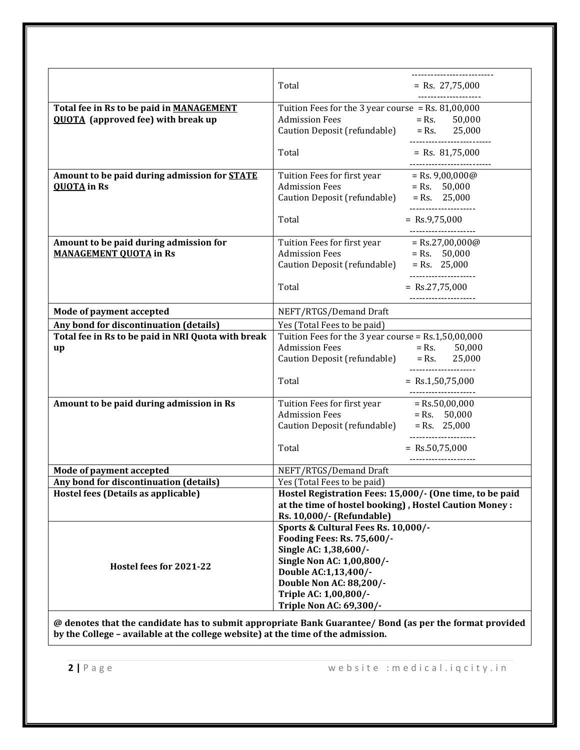| | |
|---|---|
| | Total = Rs. 27,75,000 |
| **Total fee in Rs to be paid in MANAGEMENT QUOTA (approved fee) with break up** | Tuition Fees for the 3 year course = Rs. 81,00,000<br>Admission Fees = Rs. 50,000<br>Caution Deposit (refundable) = Rs. 25,000<br>Total = Rs. 81,75,000 |
| **Amount to be paid during admission for STATE QUOTA in Rs** | Tuition Fees for first year = Rs. 9,00,000@<br>Admission Fees = Rs. 50,000<br>Caution Deposit (refundable) = Rs. 25,000<br>Total = Rs.9,75,000 |
| **Amount to be paid during admission for MANAGEMENT QUOTA in Rs** | Tuition Fees for first year = Rs.27,00,000@<br>Admission Fees = Rs. 50,000<br>Caution Deposit (refundable) = Rs. 25,000<br>Total = Rs.27,75,000 |
| **Mode of payment accepted** | NEFT/RTGS/Demand Draft |
| **Any bond for discontinuation (details)** | Yes (Total Fees to be paid) |
| **Total fee in Rs to be paid in NRI Quota with break up** | Tuition Fees for the 3 year course = Rs.1,50,00,000<br>Admission Fees = Rs. 50,000<br>Caution Deposit (refundable) = Rs. 25,000<br>Total = Rs.1,50,75,000 |
| **Amount to be paid during admission in Rs** | Tuition Fees for first year = Rs.50,00,000<br>Admission Fees = Rs. 50,000<br>Caution Deposit (refundable) = Rs. 25,000<br>Total = Rs.50,75,000 |
| **Mode of payment accepted** | NEFT/RTGS/Demand Draft |
| **Any bond for discontinuation (details)** | Yes (Total Fees to be paid) |
| **Hostel fees (Details as applicable)** | **Hostel Registration Fees: 15,000/- (One time, to be paid at the time of hostel booking) , Hostel Caution Money : Rs. 10,000/- (Refundable)** |
| **Hostel fees for 2021-22** | **Sports & Cultural Fees Rs. 10,000/-**<br>**Fooding Fees: Rs. 75,600/-**<br>**Single AC: 1,38,600/-**<br>**Single Non AC: 1,00,800/-**<br>**Double AC:1,13,400/-**<br>**Double Non AC: 88,200/-**<br>**Triple AC: 1,00,800/-**<br>**Triple Non AC: 69,300/-** |

**@ denotes that the candidate has to submit appropriate Bank Guarantee/ Bond (as per the format provided by the College – available at the college website) at the time of the admission.**